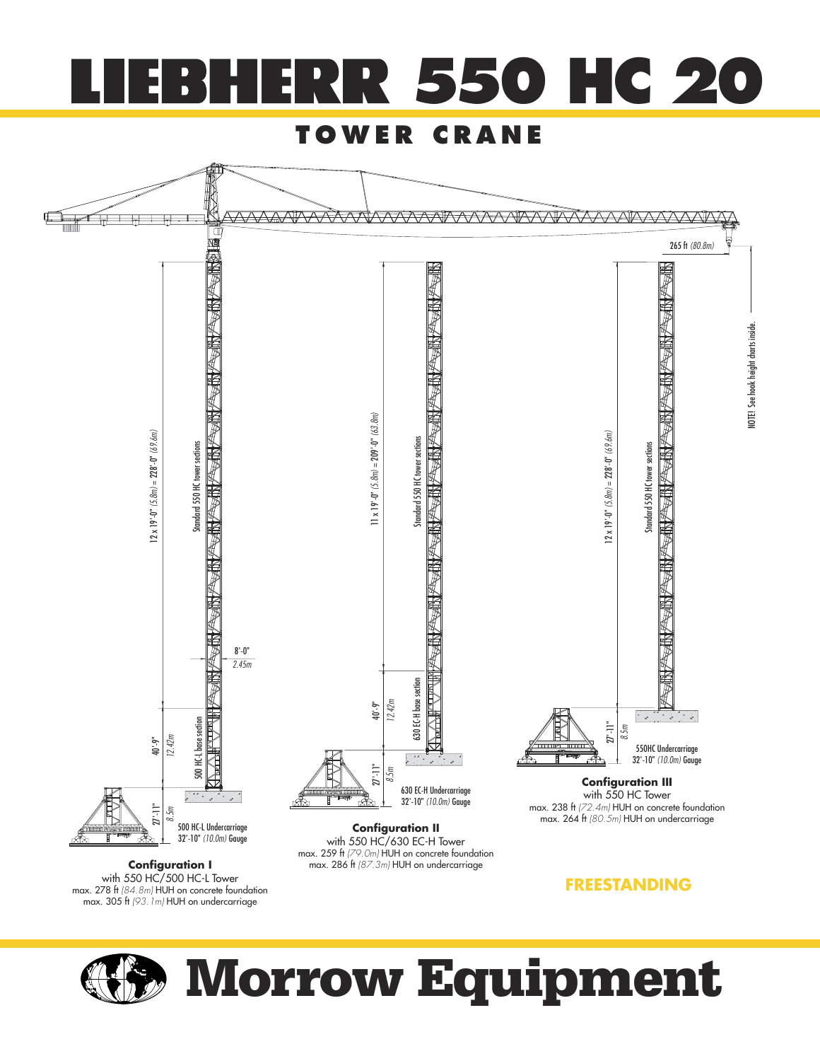# LIEBHERR 550 HC 20

## TOWER CRANE

265 ft *(80.8m)*

NOTE! See hook height charts inside.

12 x 19'-0" *(5.8m)* = 228'-0" *(69.6m)*

Standard 550 HC tower sections

8'-0"
*2.45m*

40'-9"
*12.42m*

500 HC-L base section

27'-11"
*8.5m*

500 HC-L Undercarriage
32'-10" *(10.0m)* Gauge

**Configuration I**
with 550 HC/500 HC-L Tower
max. 278 ft *(84.8m)* HUH on concrete foundation
max. 305 ft *(93.1m)* HUH on undercarriage

11 x 19'-0" *(5.8m)* = 209'-0" *(63.8m)*

Standard 550 HC tower sections

40'-9"
*12.42m*

630 EC-H base section

27'-11"
*8.5m*

630 EC-H Undercarriage
32'-10" *(10.0m)* Gauge

**Configuration II**
with 550 HC/630 EC-H Tower
max. 259 ft *(79.0m)* HUH on concrete foundation
max. 286 ft *(87.3m)* HUH on undercarriage

12 x 19'-0" *(5.8m)* = 228'-0" *(69.6m)*

Standard 550 HC tower sections

27'-11"
*8.5m*

550HC Undercarriage
32'-10" *(10.0m)* Gauge

**Configuration III**
with 550 HC Tower
max. 238 ft *(72.4m)* HUH on concrete foundation
max. 264 ft *(80.5m)* HUH on undercarriage

**FREESTANDING**

# Morrow Equipment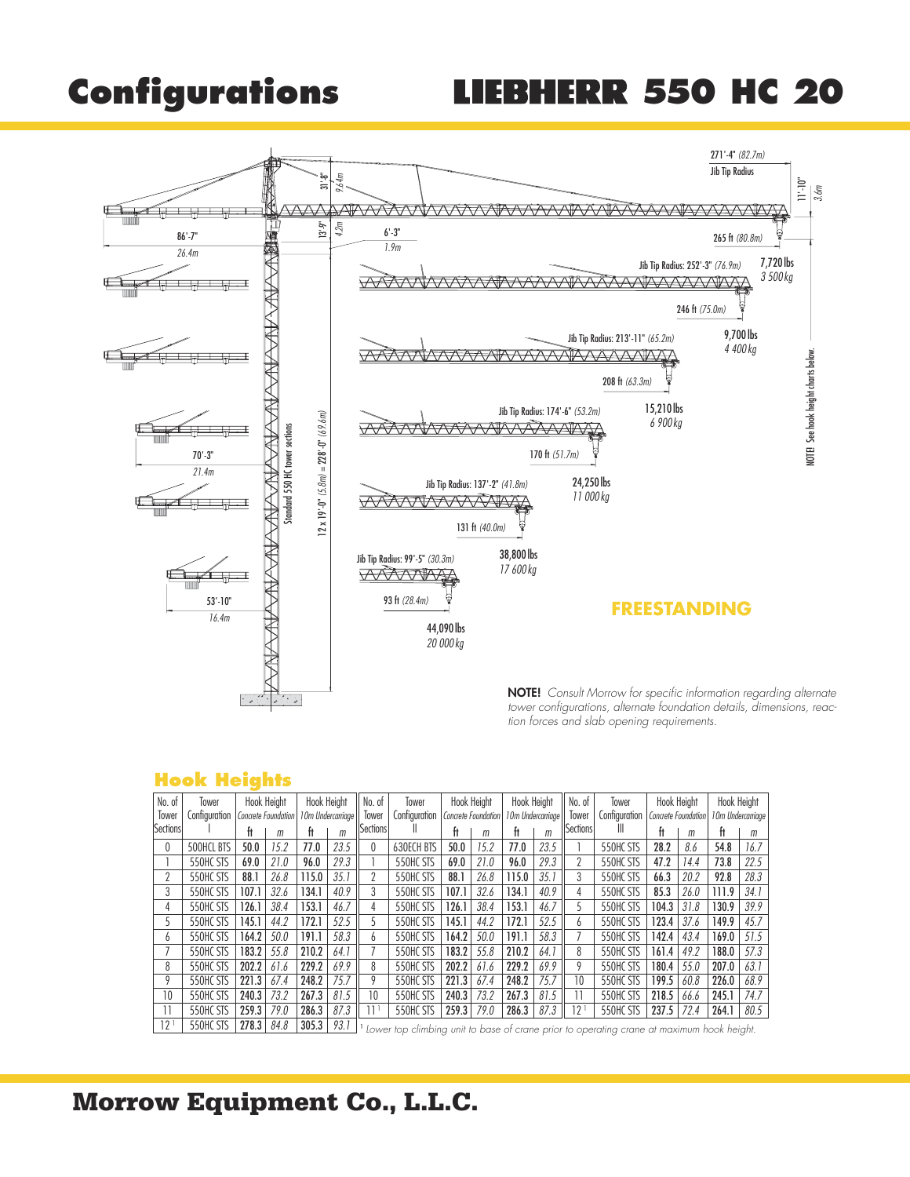# Configurations

# LIEBHERR 550 HC 20

271'-4" *(82.7m)* Jib Tip Radius

11'-10" *3.6m*

31'-8" *9.64m*

13'-9" *4.2m*

86'-7" *26.4m*

6'-3" *1.9m*

265 ft *(80.8m)*

Jib Tip Radius: 252'-3" *(76.9m)* — 7,720 lbs *3 500 kg*

246 ft *(75.0m)*

Jib Tip Radius: 213'-11" *(65.2m)* — 9,700 lbs *4 400 kg*

208 ft *(63.3m)*

Jib Tip Radius: 174'-6" *(53.2m)* — 15,210 lbs *6 900 kg*

170 ft *(51.7m)*

70'-3" *21.4m*

Jib Tip Radius: 137'-2" *(41.8m)* — 24,250 lbs *11 000 kg*

131 ft *(40.0m)*

Standard 550 HC tower sections

12 x 19'-0" *(5.8m)* = 228'-0" *(69.6m)*

Jib Tip Radius: 99'-5" *(30.3m)* — 38,800 lbs *17 600 kg*

93 ft *(28.4m)*

44,090 lbs *20 000 kg*

53'-10" *16.4m*

NOTE! See hook height charts below.

**FREESTANDING**

**NOTE!** *Consult Morrow for specific information regarding alternate tower configurations, alternate foundation details, dimensions, reaction forces and slab opening requirements.*

## Hook Heights

| No. of Tower Sections | Tower Configuration I | Hook Height Concrete Foundation ft | m | Hook Height 10m Undercarriage ft | m | No. of Tower Sections | Tower Configuration II | Hook Height Concrete Foundation ft | m | Hook Height 10m Undercarriage ft | m | No. of Tower Sections | Tower Configuration III | Hook Height Concrete Foundation ft | m | Hook Height 10m Undercarriage ft | m |
|---|---|---|---|---|---|---|---|---|---|---|---|---|---|---|---|---|---|
| 0 | 500HCL BTS | **50.0** | *15.2* | **77.0** | *23.5* | 0 | 630ECH BTS | **50.0** | *15.2* | **77.0** | *23.5* | 1 | 550HC STS | **28.2** | *8.6* | **54.8** | *16.7* |
| 1 | 550HC STS | **69.0** | *21.0* | **96.0** | *29.3* | 1 | 550HC STS | **69.0** | *21.0* | **96.0** | *29.3* | 2 | 550HC STS | **47.2** | *14.4* | **73.8** | *22.5* |
| 2 | 550HC STS | **88.1** | *26.8* | **115.0** | *35.1* | 2 | 550HC STS | **88.1** | *26.8* | **115.0** | *35.1* | 3 | 550HC STS | **66.3** | *20.2* | **92.8** | *28.3* |
| 3 | 550HC STS | **107.1** | *32.6* | **134.1** | *40.9* | 3 | 550HC STS | **107.1** | *32.6* | **134.1** | *40.9* | 4 | 550HC STS | **85.3** | *26.0* | **111.9** | *34.1* |
| 4 | 550HC STS | **126.1** | *38.4* | **153.1** | *46.7* | 4 | 550HC STS | **126.1** | *38.4* | **153.1** | *46.7* | 5 | 550HC STS | **104.3** | *31.8* | **130.9** | *39.9* |
| 5 | 550HC STS | **145.1** | *44.2* | **172.1** | *52.5* | 5 | 550HC STS | **145.1** | *44.2* | **172.1** | *52.5* | 6 | 550HC STS | **123.4** | *37.6* | **149.9** | *45.7* |
| 6 | 550HC STS | **164.2** | *50.0* | **191.1** | *58.3* | 6 | 550HC STS | **164.2** | *50.0* | **191.1** | *58.3* | 7 | 550HC STS | **142.4** | *43.4* | **169.0** | *51.5* |
| 7 | 550HC STS | **183.2** | *55.8* | **210.2** | *64.1* | 7 | 550HC STS | **183.2** | *55.8* | **210.2** | *64.1* | 8 | 550HC STS | **161.4** | *49.2* | **188.0** | *57.3* |
| 8 | 550HC STS | **202.2** | *61.6* | **229.2** | *69.9* | 8 | 550HC STS | **202.2** | *61.6* | **229.2** | *69.9* | 9 | 550HC STS | **180.4** | *55.0* | **207.0** | *63.1* |
| 9 | 550HC STS | **221.3** | *67.4* | **248.2** | *75.7* | 9 | 550HC STS | **221.3** | *67.4* | **248.2** | *75.7* | 10 | 550HC STS | **199.5** | *60.8* | **226.0** | *68.9* |
| 10 | 550HC STS | **240.3** | *73.2* | **267.3** | *81.5* | 10 | 550HC STS | **240.3** | *73.2* | **267.3** | *81.5* | 11 | 550HC STS | **218.5** | *66.6* | **245.1** | *74.7* |
| 11 | 550HC STS | **259.3** | *79.0* | **286.3** | *87.3* | 11 [1] | 550HC STS | **259.3** | *79.0* | **286.3** | *87.3* | 12 [1] | 550HC STS | **237.5** | *72.4* | **264.1** | *80.5* |
| 12 [1] | 550HC STS | **278.3** | *84.8* | **305.3** | *93.1* | | | | | | | | | | | | |

[1] *Lower top climbing unit to base of crane prior to operating crane at maximum hook height.*

**Morrow Equipment Co., L.L.C.**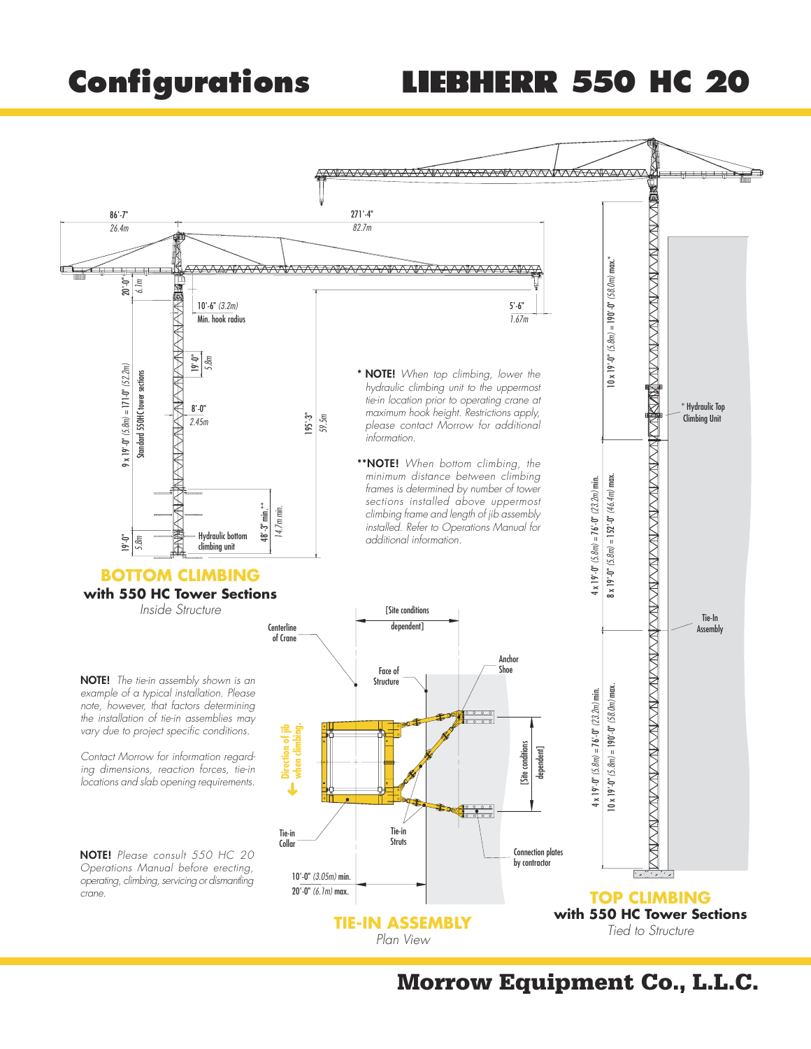# Configurations

# LIEBHERR 550 HC 20

86'-7" *26.4m*

271'-4" *82.7m*

20'-0" *6.1m*

10'-6" *(3.2m)* Min. hook radius

5'-6" *1.67m*

19'-0" *5.8m*

9 x 19'-0" *(5.8m)* = 171'-0" *(52.2m)* Standard 550HC tower sections

8'-0" *2.45m*

195'-3" *59.5m*

48'-3" min.** *14.7m min.*

19'-0" *5.8m*

Hydraulic bottom climbing unit

\* **NOTE!** *When top climbing, lower the hydraulic climbing unit to the uppermost tie-in location prior to operating crane at maximum hook height. Restrictions apply, please contact Morrow for additional information.*

\*\***NOTE!** *When bottom climbing, the minimum distance between climbing frames is determined by number of tower sections installed above uppermost climbing frame and length of jib assembly installed. Refer to Operations Manual for additional information.*

## BOTTOM CLIMBING

### with 550 HC Tower Sections

*Inside Structure*

10 x 19'-0" *(5.8m)* = 190'-0" *(58.0m)* max.*

\* Hydraulic Top Climbing Unit

4 x 19'-0" *(5.8m)* = 76'-0" *(23.2m)* min.

8 x 19'-0" *(5.8m)* = 152'-0" *(46.4m)* max.

Tie-In Assembly

4 x 19'-0" *(5.8m)* = 76'-0" *(23.2m)* min.

10 x 19'-0" *(5.8m)* = 190'-0" *(58.0m)* max.

**NOTE!** *The tie-in assembly shown is an example of a typical installation. Please note, however, that factors determining the installation of tie-in assemblies may vary due to project specific conditions.*

*Contact Morrow for information regarding dimensions, reaction forces, tie-in locations and slab opening requirements.*

**NOTE!** *Please consult 550 HC 20 Operations Manual before erecting, operating, climbing, servicing or dismantling crane.*

Centerline of Crane

[Site conditions dependent]

Face of Structure

Anchor Shoe

Direction of jib when climbing.

[Site conditions dependent]

Tie-in Collar

Tie-in Struts

Connection plates by contractor

10'-0" *(3.05m)* min.
20'-0" *(6.1m)* max.

## TIE-IN ASSEMBLY

*Plan View*

## TOP CLIMBING

### with 550 HC Tower Sections

*Tied to Structure*

**Morrow Equipment Co., L.L.C.**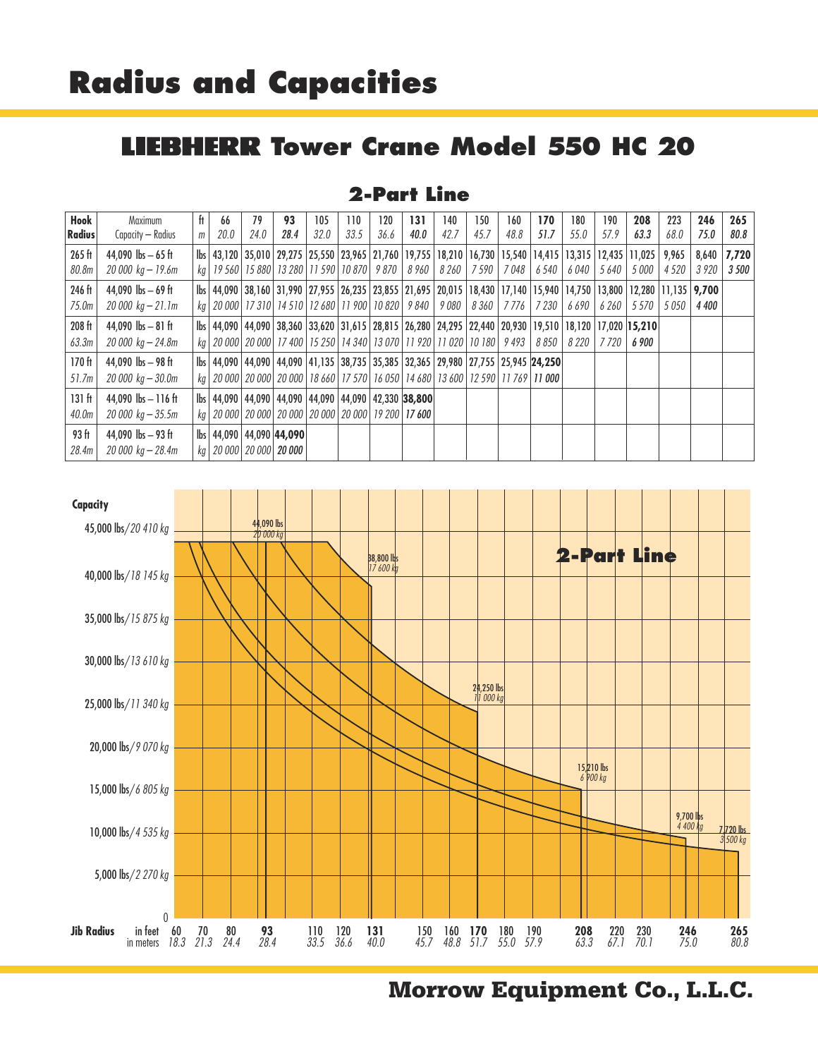# Radius and Capacities

## LIEBHERR Tower Crane Model 550 HC 20

### 2-Part Line

| Hook Radius | Maximum Capacity – Radius | ft / m | 66 / *20.0* | 79 / *24.0* | **93** / ***28.4*** | 105 / *32.0* | 110 / *33.5* | 120 / *36.6* | **131** / ***40.0*** | 140 / *42.7* | 150 / *45.7* | 160 / *48.8* | **170** / ***51.7*** | 180 / *55.0* | 190 / *57.9* | **208** / ***63.3*** | 223 / *68.0* | **246** / ***75.0*** | **265** / ***80.8*** |
|---|---|---|---|---|---|---|---|---|---|---|---|---|---|---|---|---|---|---|---|
| 265 ft / *80.8m* | 44,090 lbs – 65 ft / *20 000 kg – 19.6m* | lbs / *kg* | 43,120 / *19 560* | 35,010 / *15 880* | 29,275 / *13 280* | 25,550 / *11 590* | 23,965 / *10 870* | 21,760 / *9 870* | 19,755 / *8 960* | 18,210 / *8 260* | 16,730 / *7 590* | 15,540 / *7 048* | 14,415 / *6 540* | 13,315 / *6 040* | 12,435 / *5 640* | 11,025 / *5 000* | 9,965 / *4 520* | 8,640 / *3 920* | **7,720** / ***3 500*** |
| 246 ft / *75.0m* | 44,090 lbs – 69 ft / *20 000 kg – 21.1m* | lbs / *kg* | 44,090 / *20 000* | 38,160 / *17 310* | 31,990 / *14 510* | 27,955 / *12 680* | 26,235 / *11 900* | 23,855 / *10 820* | 21,695 / *9 840* | 20,015 / *9 080* | 18,430 / *8 360* | 17,140 / *7 776* | 15,940 / *7 230* | 14,750 / *6 690* | 13,800 / *6 260* | 12,280 / *5 570* | 11,135 / *5 050* | **9,700** / ***4 400*** | |
| 208 ft / *63.3m* | 44,090 lbs – 81 ft / *20 000 kg – 24.8m* | lbs / *kg* | 44,090 / *20 000* | 44,090 / *20 000* | 38,360 / *17 400* | 33,620 / *15 250* | 31,615 / *14 340* | 28,815 / *13 070* | 26,280 / *11 920* | 24,295 / *11 020* | 22,440 / *10 180* | 20,930 / *9 493* | 19,510 / *8 850* | 18,120 / *8 220* | 17,020 / *7 720* | **15,210** / ***6 900*** | | | |
| 170 ft / *51.7m* | 44,090 lbs – 98 ft / *20 000 kg – 30.0m* | lbs / *kg* | 44,090 / *20 000* | 44,090 / *20 000* | 44,090 / *20 000* | 41,135 / *18 660* | 38,735 / *17 570* | 35,385 / *16 050* | 32,365 / *14 680* | 29,980 / *13 600* | 27,755 / *12 590* | 25,945 / *11 769* | **24,250** / ***11 000*** | | | | | | |
| 131 ft / *40.0m* | 44,090 lbs – 116 ft / *20 000 kg – 35.5m* | lbs / *kg* | 44,090 / *20 000* | 44,090 / *20 000* | 44,090 / *20 000* | 44,090 / *20 000* | 44,090 / *20 000* | 42,330 / *19 200* | **38,800** / ***17 600*** | | | | | | | | | | |
| 93 ft / *28.4m* | 44,090 lbs – 93 ft / *20 000 kg – 28.4m* | lbs / *kg* | 44,090 / *20 000* | 44,090 / *20 000* | **44,090** / ***20 000*** | | | | | | | | | | | | | | |

**Morrow Equipment Co., L.L.C.**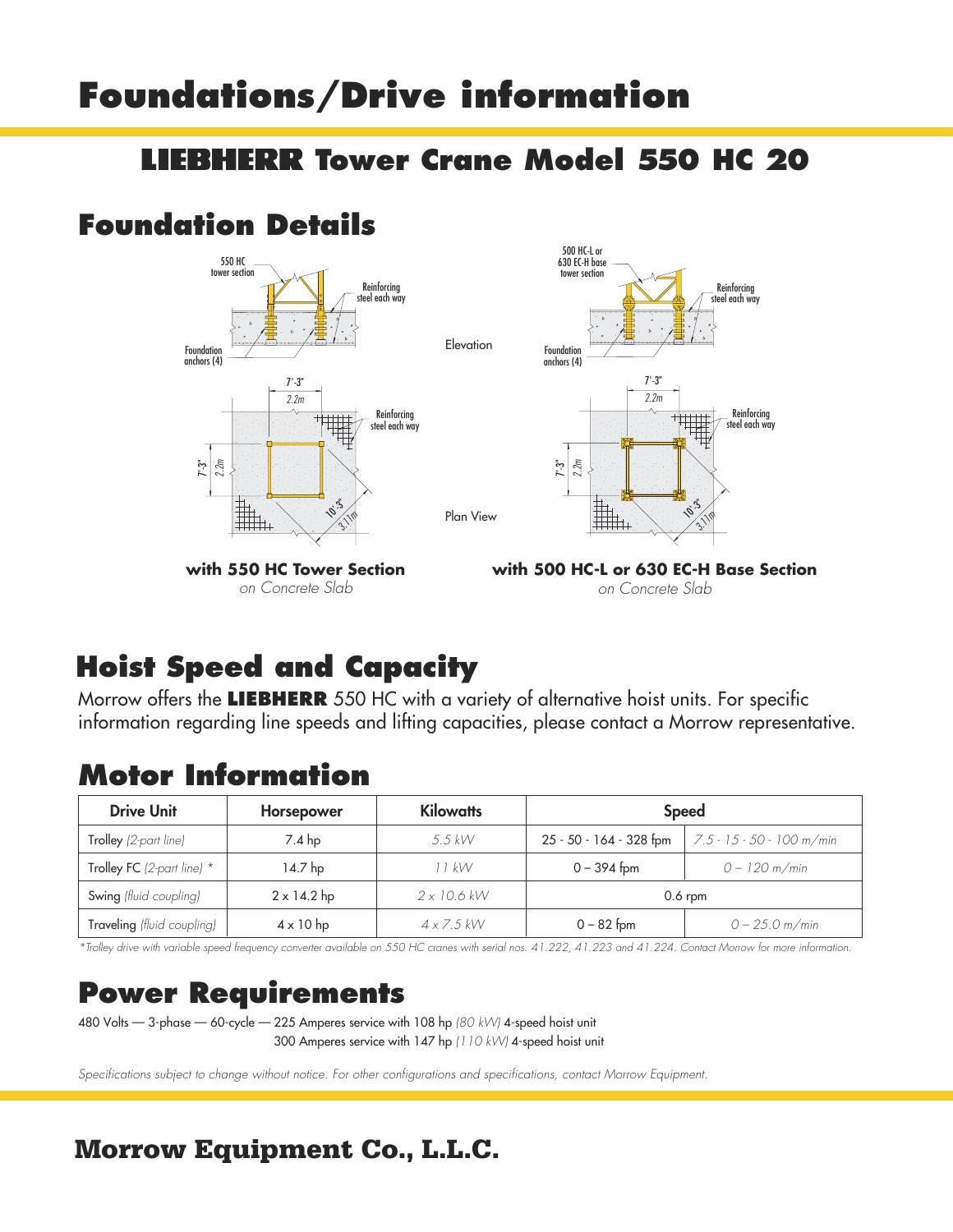# Foundations/Drive information

## LIEBHERR Tower Crane Model 550 HC 20

## Foundation Details

550 HC tower section

Reinforcing steel each way

Foundation anchors (4)

Elevation

500 HC-L or 630 EC-H base tower section

Reinforcing steel each way

Foundation anchors (4)

7'-3"
*2.2m*

Reinforcing steel each way

7'-3"
*2.2m*

10'-3"
*3.11m*

Plan View

7'-3"
*2.2m*

Reinforcing steel each way

7'-3"
*2.2m*

10'-3"
*3.11m*

**with 550 HC Tower Section**
*on Concrete Slab*

**with 500 HC-L or 630 EC-H Base Section**
*on Concrete Slab*

## Hoist Speed and Capacity

Morrow offers the **LIEBHERR** 550 HC with a variety of alternative hoist units. For specific information regarding line speeds and lifting capacities, please contact a Morrow representative.

## Motor Information

| Drive Unit | Horsepower | Kilowatts | Speed | |
|---|---|---|---|---|
| Trolley *(2-part line)* | 7.4 hp | *5.5 kW* | 25 - 50 - 164 - 328 fpm | *7.5 - 15 - 50 - 100 m/min* |
| Trolley FC *(2-part line)* * | 14.7 hp | *11 kW* | 0 – 394 fpm | *0 – 120 m/min* |
| Swing *(fluid coupling)* | 2 x 14.2 hp | *2 x 10.6 kW* | 0.6 rpm | |
| Traveling *(fluid coupling)* | 4 x 10 hp | *4 x 7.5 kW* | 0 – 82 fpm | *0 – 25.0 m/min* |

*\*Trolley drive with variable speed frequency converter available on 550 HC cranes with serial nos. 41.222, 41.223 and 41.224. Contact Morrow for more information.*

## Power Requirements

480 Volts — 3-phase — 60-cycle — 225 Amperes service with 108 hp *(80 kW)* 4-speed hoist unit
300 Amperes service with 147 hp *(110 kW)* 4-speed hoist unit

*Specifications subject to change without notice. For other configurations and specifications, contact Morrow Equipment.*

**Morrow Equipment Co., L.L.C.**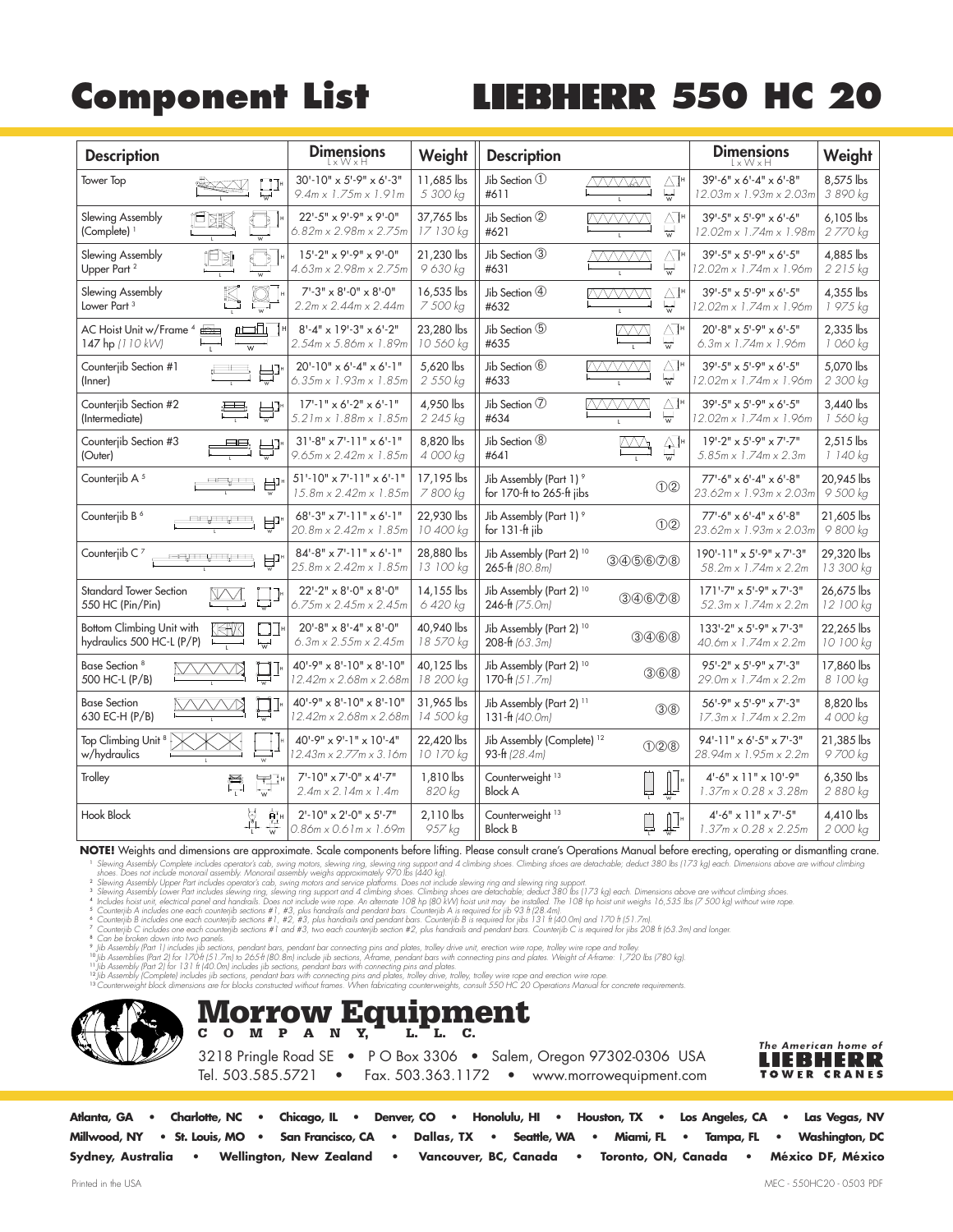# Component List

# LIEBHERR 550 HC 20

| Description | Dimensions L x W x H | Weight | Description | Dimensions L x W x H | Weight |
|---|---|---|---|---|---|
| Tower Top | 30'-10" x 5'-9" x 6'-3"<br>*9.4m x 1.75m x 1.91m* | 11,685 lbs<br>*5 300 kg* | Jib Section ① #611 | 39'-6" x 6'-4" x 6'-8"<br>*12.03m x 1.93m x 2.03m* | 8,575 lbs<br>*3 890 kg* |
| Slewing Assembly (Complete) [1] | 22'-5" x 9'-9" x 9'-0"<br>*6.82m x 2.98m x 2.75m* | 37,765 lbs<br>*17 130 kg* | Jib Section ② #621 | 39'-5" x 5'-9" x 6'-6"<br>*12.02m x 1.74m x 1.98m* | 6,105 lbs<br>*2 770 kg* |
| Slewing Assembly Upper Part [2] | 15'-2" x 9'-9" x 9'-0"<br>*4.63m x 2.98m x 2.75m* | 21,230 lbs<br>*9 630 kg* | Jib Section ③ #631 | 39'-5" x 5'-9" x 6'-5"<br>*12.02m x 1.74m x 1.96m* | 4,885 lbs<br>*2 215 kg* |
| Slewing Assembly Lower Part [3] | 7'-3" x 8'-0" x 8'-0"<br>*2.2m x 2.44m x 2.44m* | 16,535 lbs<br>*7 500 kg* | Jib Section ④ #632 | 39'-5" x 5'-9" x 6'-5"<br>*12.02m x 1.74m x 1.96m* | 4,355 lbs<br>*1 975 kg* |
| AC Hoist Unit w/Frame [4] 147 hp *(110 kW)* | 8'-4" x 19'-3" x 6'-2"<br>*2.54m x 5.86m x 1.89m* | 23,280 lbs<br>*10 560 kg* | Jib Section ⑤ #635 | 20'-8" x 5'-9" x 6'-5"<br>*6.3m x 1.74m x 1.96m* | 2,335 lbs<br>*1 060 kg* |
| Counterjib Section #1 (Inner) | 20'-10" x 6'-4" x 6'-1"<br>*6.35m x 1.93m x 1.85m* | 5,620 lbs<br>*2 550 kg* | Jib Section ⑥ #633 | 39'-5" x 5'-9" x 6'-5"<br>*12.02m x 1.74m x 1.96m* | 5,070 lbs<br>*2 300 kg* |
| Counterjib Section #2 (Intermediate) | 17'-1" x 6'-2" x 6'-1"<br>*5.21m x 1.88m x 1.85m* | 4,950 lbs<br>*2 245 kg* | Jib Section ⑦ #634 | 39'-5" x 5'-9" x 6'-5"<br>*12.02m x 1.74m x 1.96m* | 3,440 lbs<br>*1 560 kg* |
| Counterjib Section #3 (Outer) | 31'-8" x 7'-11" x 6'-1"<br>*9.65m x 2.42m x 1.85m* | 8,820 lbs<br>*4 000 kg* | Jib Section ⑧ #641 | 19'-2" x 5'-9" x 7'-7"<br>*5.85m x 1.74m x 2.3m* | 2,515 lbs<br>*1 140 kg* |
| Counterjib A [5] | 51'-10" x 7'-11" x 6'-1"<br>*15.8m x 2.42m x 1.85m* | 17,195 lbs<br>*7 800 kg* | Jib Assembly (Part 1) [9] for 170-ft to 265-ft jibs ①② | 77'-6" x 6'-4" x 6'-8"<br>*23.62m x 1.93m x 2.03m* | 20,945 lbs<br>*9 500 kg* |
| Counterjib B [6] | 68'-3" x 7'-11" x 6'-1"<br>*20.8m x 2.42m x 1.85m* | 22,930 lbs<br>*10 400 kg* | Jib Assembly (Part 1) [9] for 131-ft jib ①② | 77'-6" x 6'-4" x 6'-8"<br>*23.62m x 1.93m x 2.03m* | 21,605 lbs<br>*9 800 kg* |
| Counterjib C [7] | 84'-8" x 7'-11" x 6'-1"<br>*25.8m x 2.42m x 1.85m* | 28,880 lbs<br>*13 100 kg* | Jib Assembly (Part 2) [10] 265-ft *(80.8m)* ③④⑤⑥⑦⑧ | 190'-11" x 5'-9" x 7'-3"<br>*58.2m x 1.74m x 2.2m* | 29,320 lbs<br>*13 300 kg* |
| Standard Tower Section 550 HC (Pin/Pin) | 22'-2" x 8'-0" x 8'-0"<br>*6.75m x 2.45m x 2.45m* | 14,155 lbs<br>*6 420 kg* | Jib Assembly (Part 2) [10] 246-ft *(75.0m)* ③④⑥⑦⑧ | 171'-7" x 5'-9" x 7'-3"<br>*52.3m x 1.74m x 2.2m* | 26,675 lbs<br>*12 100 kg* |
| Bottom Climbing Unit with hydraulics 500 HC-L (P/P) | 20'-8" x 8'-4" x 8'-0"<br>*6.3m x 2.55m x 2.45m* | 40,940 lbs<br>*18 570 kg* | Jib Assembly (Part 2) [10] 208-ft *(63.3m)* ③④⑥⑧ | 133'-2" x 5'-9" x 7'-3"<br>*40.6m x 1.74m x 2.2m* | 22,265 lbs<br>*10 100 kg* |
| Base Section [8] 500 HC-L (P/B) | 40'-9" x 8'-10" x 8'-10"<br>*12.42m x 2.68m x 2.68m* | 40,125 lbs<br>*18 200 kg* | Jib Assembly (Part 2) [10] 170-ft *(51.7m)* ③⑥⑧ | 95'-2" x 5'-9" x 7'-3"<br>*29.0m x 1.74m x 2.2m* | 17,860 lbs<br>*8 100 kg* |
| Base Section 630 EC-H (P/B) | 40'-9" x 8'-10" x 8'-10"<br>*12.42m x 2.68m x 2.68m* | 31,965 lbs<br>*14 500 kg* | Jib Assembly (Part 2) [11] 131-ft *(40.0m)* ③⑧ | 56'-9" x 5'-9" x 7'-3"<br>*17.3m x 1.74m x 2.2m* | 8,820 lbs<br>*4 000 kg* |
| Top Climbing Unit [8] w/hydraulics | 40'-9" x 9'-1" x 10'-4"<br>*12.43m x 2.77m x 3.16m* | 22,420 lbs<br>*10 170 kg* | Jib Assembly (Complete) [12] 93-ft *(28.4m)* ①②⑧ | 94'-11" x 6'-5" x 7'-3"<br>*28.94m x 1.95m x 2.2m* | 21,385 lbs<br>*9 700 kg* |
| Trolley | 7'-10" x 7'-0" x 4'-7"<br>*2.4m x 2.14m x 1.4m* | 1,810 lbs<br>*820 kg* | Counterweight [13] Block A | 4'-6" x 11" x 10'-9"<br>*1.37m x 0.28 x 3.28m* | 6,350 lbs<br>*2 880 kg* |
| Hook Block | 2'-10" x 2'-0" x 5'-7"<br>*0.86m x 0.61m x 1.69m* | 2,110 lbs<br>*957 kg* | Counterweight [13] Block B | 4'-6" x 11" x 7'-5"<br>*1.37m x 0.28 x 2.25m* | 4,410 lbs<br>*2 000 kg* |

**NOTE!** Weights and dimensions are approximate. Scale components before lifting. Please consult crane's Operations Manual before erecting, operating or dismantling crane.

[1] *Slewing Assembly Complete includes operator's cab, swing motors, slewing ring, slewing ring support and 4 climbing shoes. Climbing shoes are detachable; deduct 380 lbs (173 kg) each. Dimensions above are without climbing shoes. Does not include monorail assembly. Monorail assembly weighs approximately 970 lbs (440 kg).*
[2] *Slewing Assembly Upper Part includes operator's cab, swing motors and service platforms. Does not include slewing ring and slewing ring support.*
[3] *Slewing Assembly Lower Part includes slewing ring, slewing ring support and 4 climbing shoes. Climbing shoes are detachable; deduct 380 lbs (173 kg) each. Dimensions above are without climbing shoes.*
[4] *Includes hoist unit, electrical panel and handrails. Does not include wire rope. An alternate 108 hp (80 kW) hoist unit may be installed. The 108 hp hoist unit weighs 16,535 lbs (7 500 kg) without wire rope.*
[5] *Counterjib A includes one each counterjib sections #1, #3, plus handrails and pendant bars. Counterjib A is required for jib 93 ft (28.4m).*
[6] *Counterjib B includes one each counterjib sections #1, #2, #3, plus handrails and pendant bars. Counterjib B is required for jibs 131 ft (40.0m) and 170 ft (51.7m).*
[7] *Counterjib C includes one each counterjib sections #1 and #3, two each counterjib section #2, plus handrails and pendant bars. Counterjib C is required for jibs 208 ft (63.3m) and longer.*
[8] *Can be broken down into two panels.*
[9] *Jib Assembly (Part 1) includes jib sections, pendant bars, pendant bar connecting pins and plates, trolley drive unit, erection wire rope, trolley wire rope and trolley.*
[10] *Jib Assemblies (Part 2) for 170-ft (51.7m) to 265-ft (80.8m) include jib sections, A-frame, pendant bars with connecting pins and plates. Weight of A-frame: 1,720 lbs (780 kg).*
[11] *Jib Assembly (Part 2) for 131 ft (40.0m) includes jib sections, pendant bars with connecting pins and plates.*
[12] *Jib Assembly (Complete) includes jib sections, pendant bars with connecting pins and plates, trolley, trolley drive, trolley wire rope and erection wire rope.*
[13] *Counterweight block dimensions are for blocks constructed without frames. When fabricating counterweights, consult 550 HC 20 Operations Manual for concrete requirements.*

**Morrow Equipment COMPANY, L.L.C.**

3218 Pringle Road SE • P O Box 3306 • Salem, Oregon 97302-0306 USA
Tel. 503.585.5721 • Fax. 503.363.1172 • www.morrowequipment.com

The American home of LIEBHERR TOWER CRANES

**Atlanta, GA • Charlotte, NC • Chicago, IL • Denver, CO • Honolulu, HI • Houston, TX • Los Angeles, CA • Las Vegas, NV**
**Millwood, NY • St. Louis, MO • San Francisco, CA • Dallas, TX • Seattle, WA • Miami, FL • Tampa, FL • Washington, DC**
**Sydney, Australia • Wellington, New Zealand • Vancouver, BC, Canada • Toronto, ON, Canada • México DF, México**

Printed in the USA

MEC - 550HC20 - 0503 PDF